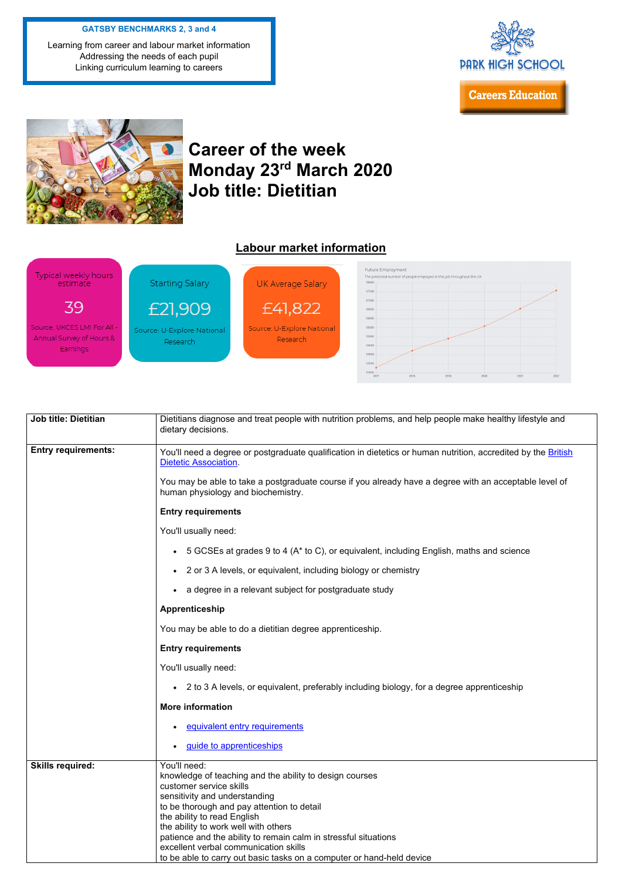**GATSBY BENCHMARKS 2, 3 and 4**

Learning from career and labour market information
Addressing the needs of each pupil
Linking curriculum learning to careers

PARK HIGH SCHOOL

Careers Education

# Career of the week
# Monday 23rd March 2020
# Job title: Dietitian

## Labour market information

**Typical weekly hours estimate**
39
Source: UKCES LMI For All - Annual Survey of Hours & Earnings

**Starting Salary**
£21,909
Source: U-Explore National Research

**UK Average Salary**
£41,822
Source: U-Explore National Research

| Job title: Dietitian | Dietitians diagnose and treat people with nutrition problems, and help people make healthy lifestyle and dietary decisions. |
|---|---|
| **Entry requirements:** | You'll need a degree or postgraduate qualification in dietetics or human nutrition, accredited by the [British Dietetic Association](). <br><br> You may be able to take a postgraduate course if you already have a degree with an acceptable level of human physiology and biochemistry. <br><br> **Entry requirements** <br><br> You'll usually need: <br> • 5 GCSEs at grades 9 to 4 (A* to C), or equivalent, including English, maths and science <br> • 2 or 3 A levels, or equivalent, including biology or chemistry <br> • a degree in a relevant subject for postgraduate study <br><br> **Apprenticeship** <br><br> You may be able to do a dietitian degree apprenticeship. <br><br> **Entry requirements** <br><br> You'll usually need: <br> • 2 to 3 A levels, or equivalent, preferably including biology, for a degree apprenticeship <br><br> **More information** <br> • [equivalent entry requirements]() <br> • [guide to apprenticeships]() |
| **Skills required:** | You'll need: <br> knowledge of teaching and the ability to design courses <br> customer service skills <br> sensitivity and understanding <br> to be thorough and pay attention to detail <br> the ability to read English <br> the ability to work well with others <br> patience and the ability to remain calm in stressful situations <br> excellent verbal communication skills <br> to be able to carry out basic tasks on a computer or hand-held device |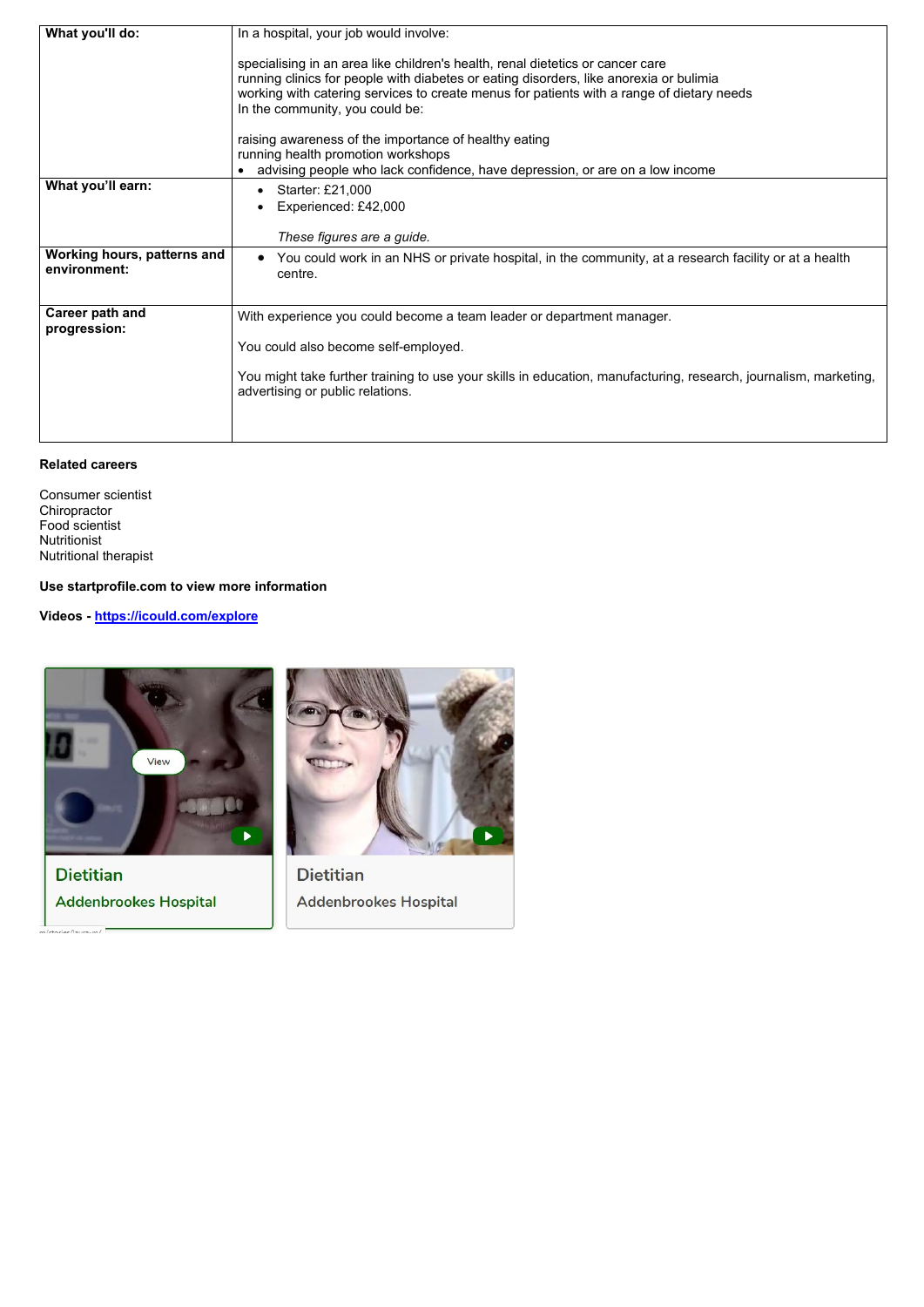| | |
|---|---|
| **What you'll do:** | In a hospital, your job would involve:<br><br>specialising in an area like children's health, renal dietetics or cancer care<br>running clinics for people with diabetes or eating disorders, like anorexia or bulimia<br>working with catering services to create menus for patients with a range of dietary needs<br>In the community, you could be:<br><br>raising awareness of the importance of healthy eating<br>running health promotion workshops<br>• advising people who lack confidence, have depression, or are on a low income |
| **What you'll earn:** | • Starter: £21,000<br>• Experienced: £42,000<br><br>*These figures are a guide.* |
| **Working hours, patterns and environment:** | • You could work in an NHS or private hospital, in the community, at a research facility or at a health centre. |
| **Career path and progression:** | With experience you could become a team leader or department manager.<br><br>You could also become self-employed.<br><br>You might take further training to use your skills in education, manufacturing, research, journalism, marketing, advertising or public relations. |

**Related careers**

Consumer scientist
Chiropractor
Food scientist
Nutritionist
Nutritional therapist

**Use startprofile.com to view more information**

**Videos - https://icould.com/explore**

View

Dietitian
Addenbrookes Hospital

Dietitian
Addenbrookes Hospital